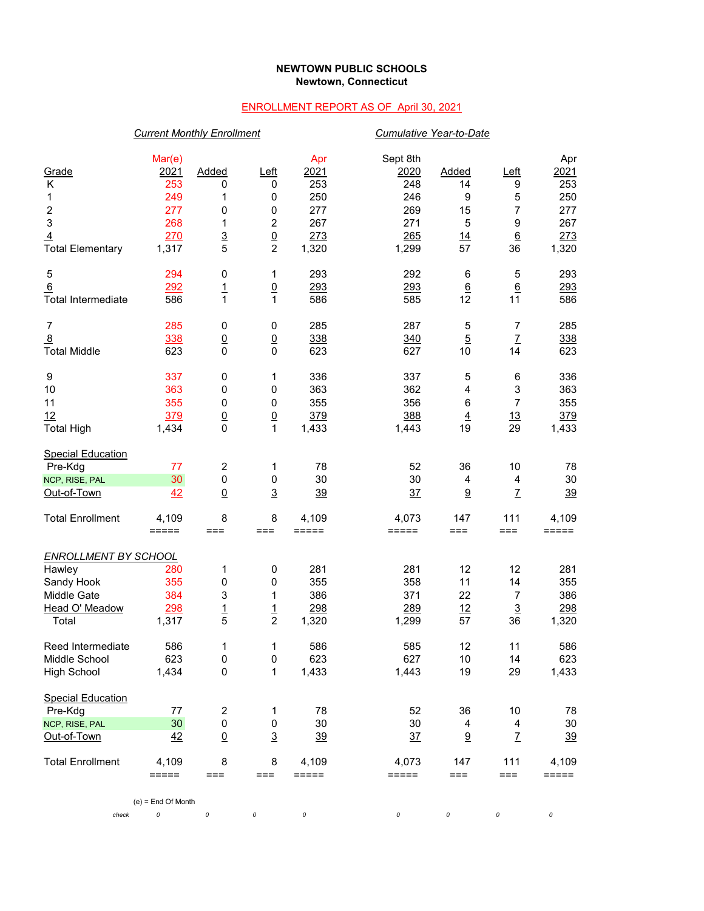**NEWTOWN PUBLIC SCHOOLS**
**Newtown, Connecticut**

ENROLLMENT REPORT AS OF April 30, 2021

| | *Current Monthly Enrollment* | | | | *Cumulative Year-to-Date* | | | |
|---|---|---|---|---|---|---|---|---|
| Grade | Mar(e) 2021 | Added | Left | Apr 2021 | Sept 8th 2020 | Added | Left | Apr 2021 |
| K | 253 | 0 | 0 | 253 | 248 | 14 | 9 | 253 |
| 1 | 249 | 1 | 0 | 250 | 246 | 9 | 5 | 250 |
| 2 | 277 | 0 | 0 | 277 | 269 | 15 | 7 | 277 |
| 3 | 268 | 1 | 2 | 267 | 271 | 5 | 9 | 267 |
| 4 | 270 | 3 | 0 | 273 | 265 | 14 | 6 | 273 |
| Total Elementary | 1,317 | 5 | 2 | 1,320 | 1,299 | 57 | 36 | 1,320 |
| | | | | | | | | |
| 5 | 294 | 0 | 1 | 293 | 292 | 6 | 5 | 293 |
| 6 | 292 | 1 | 0 | 293 | 293 | 6 | 6 | 293 |
| Total Intermediate | 586 | 1 | 1 | 586 | 585 | 12 | 11 | 586 |
| | | | | | | | | |
| 7 | 285 | 0 | 0 | 285 | 287 | 5 | 7 | 285 |
| 8 | 338 | 0 | 0 | 338 | 340 | 5 | 7 | 338 |
| Total Middle | 623 | 0 | 0 | 623 | 627 | 10 | 14 | 623 |
| | | | | | | | | |
| 9 | 337 | 0 | 1 | 336 | 337 | 5 | 6 | 336 |
| 10 | 363 | 0 | 0 | 363 | 362 | 4 | 3 | 363 |
| 11 | 355 | 0 | 0 | 355 | 356 | 6 | 7 | 355 |
| 12 | 379 | 0 | 0 | 379 | 388 | 4 | 13 | 379 |
| Total High | 1,434 | 0 | 1 | 1,433 | 1,443 | 19 | 29 | 1,433 |
| | | | | | | | | |
| Special Education | | | | | | | | |
| Pre-Kdg | 77 | 2 | 1 | 78 | 52 | 36 | 10 | 78 |
| NCP, RISE, PAL | 30 | 0 | 0 | 30 | 30 | 4 | 4 | 30 |
| Out-of-Town | 42 | 0 | 3 | 39 | 37 | 9 | 7 | 39 |
| | | | | | | | | |
| Total Enrollment | 4,109 | 8 | 8 | 4,109 | 4,073 | 147 | 111 | 4,109 |

| *ENROLLMENT BY SCHOOL* | Mar(e) 2021 | Added | Left | Apr 2021 | Sept 8th 2020 | Added | Left | Apr 2021 |
|---|---|---|---|---|---|---|---|---|
| Hawley | 280 | 1 | 0 | 281 | 281 | 12 | 12 | 281 |
| Sandy Hook | 355 | 0 | 0 | 355 | 358 | 11 | 14 | 355 |
| Middle Gate | 384 | 3 | 1 | 386 | 371 | 22 | 7 | 386 |
| Head O' Meadow | 298 | 1 | 1 | 298 | 289 | 12 | 3 | 298 |
| Total | 1,317 | 5 | 2 | 1,320 | 1,299 | 57 | 36 | 1,320 |
| | | | | | | | | |
| Reed Intermediate | 586 | 1 | 1 | 586 | 585 | 12 | 11 | 586 |
| Middle School | 623 | 0 | 0 | 623 | 627 | 10 | 14 | 623 |
| High School | 1,434 | 0 | 1 | 1,433 | 1,443 | 19 | 29 | 1,433 |
| | | | | | | | | |
| Special Education | | | | | | | | |
| Pre-Kdg | 77 | 2 | 1 | 78 | 52 | 36 | 10 | 78 |
| NCP, RISE, PAL | 30 | 0 | 0 | 30 | 30 | 4 | 4 | 30 |
| Out-of-Town | 42 | 0 | 3 | 39 | 37 | 9 | 7 | 39 |
| | | | | | | | | |
| Total Enrollment | 4,109 | 8 | 8 | 4,109 | 4,073 | 147 | 111 | 4,109 |
| *check* | 0 | 0 | 0 | 0 | 0 | 0 | 0 | 0 |

(e) = End Of Month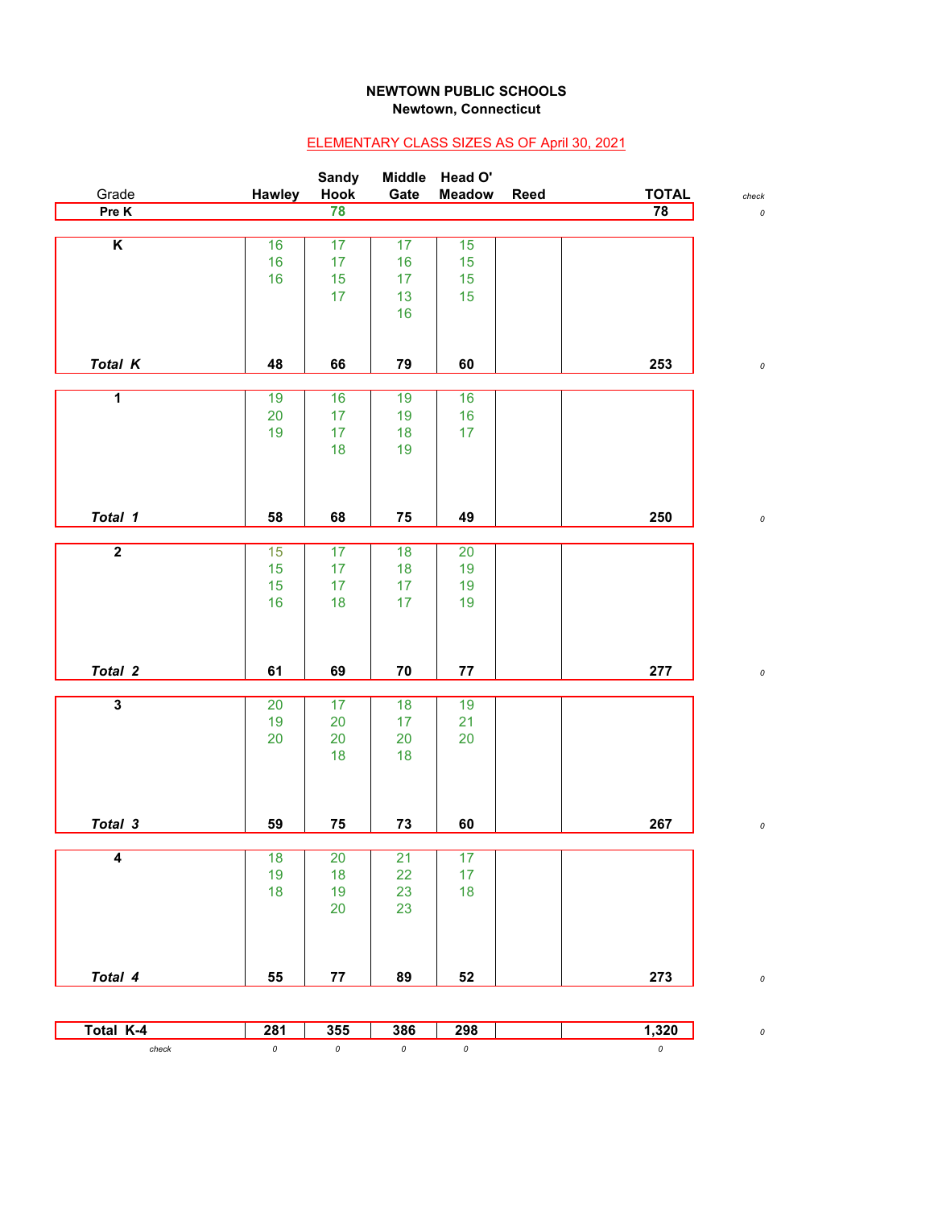**NEWTOWN PUBLIC SCHOOLS**
**Newtown, Connecticut**

ELEMENTARY CLASS SIZES AS OF April 30, 2021

| Grade | Hawley | Sandy Hook | Middle Gate | Head O' Meadow | Reed | TOTAL | check |
|---|---|---|---|---|---|---|---|
| **Pre K** | | 78 | | | | **78** | 0 |
| **K** | 16 | 17 | 17 | 15 | | | |
| | 16 | 17 | 16 | 15 | | | |
| | 16 | 15 | 17 | 15 | | | |
| | | 17 | 13 | 15 | | | |
| | | | 16 | | | | |
| ***Total K*** | **48** | **66** | **79** | **60** | | **253** | 0 |
| **1** | 19 | 16 | 19 | 16 | | | |
| | 20 | 17 | 19 | 16 | | | |
| | 19 | 17 | 18 | 17 | | | |
| | | 18 | 19 | | | | |
| ***Total 1*** | **58** | **68** | **75** | **49** | | **250** | 0 |
| **2** | 15 | 17 | 18 | 20 | | | |
| | 15 | 17 | 18 | 19 | | | |
| | 15 | 17 | 17 | 19 | | | |
| | 16 | 18 | 17 | 19 | | | |
| ***Total 2*** | **61** | **69** | **70** | **77** | | **277** | 0 |
| **3** | 20 | 17 | 18 | 19 | | | |
| | 19 | 20 | 17 | 21 | | | |
| | 20 | 20 | 20 | 20 | | | |
| | | 18 | 18 | | | | |
| ***Total 3*** | **59** | **75** | **73** | **60** | | **267** | 0 |
| **4** | 18 | 20 | 21 | 17 | | | |
| | 19 | 18 | 22 | 17 | | | |
| | 18 | 19 | 23 | 18 | | | |
| | | 20 | 23 | | | | |
| ***Total 4*** | **55** | **77** | **89** | **52** | | **273** | 0 |
| **Total K-4** | **281** | **355** | **386** | **298** | | **1,320** | 0 |
| *check* | *0* | *0* | *0* | *0* | | *0* | |